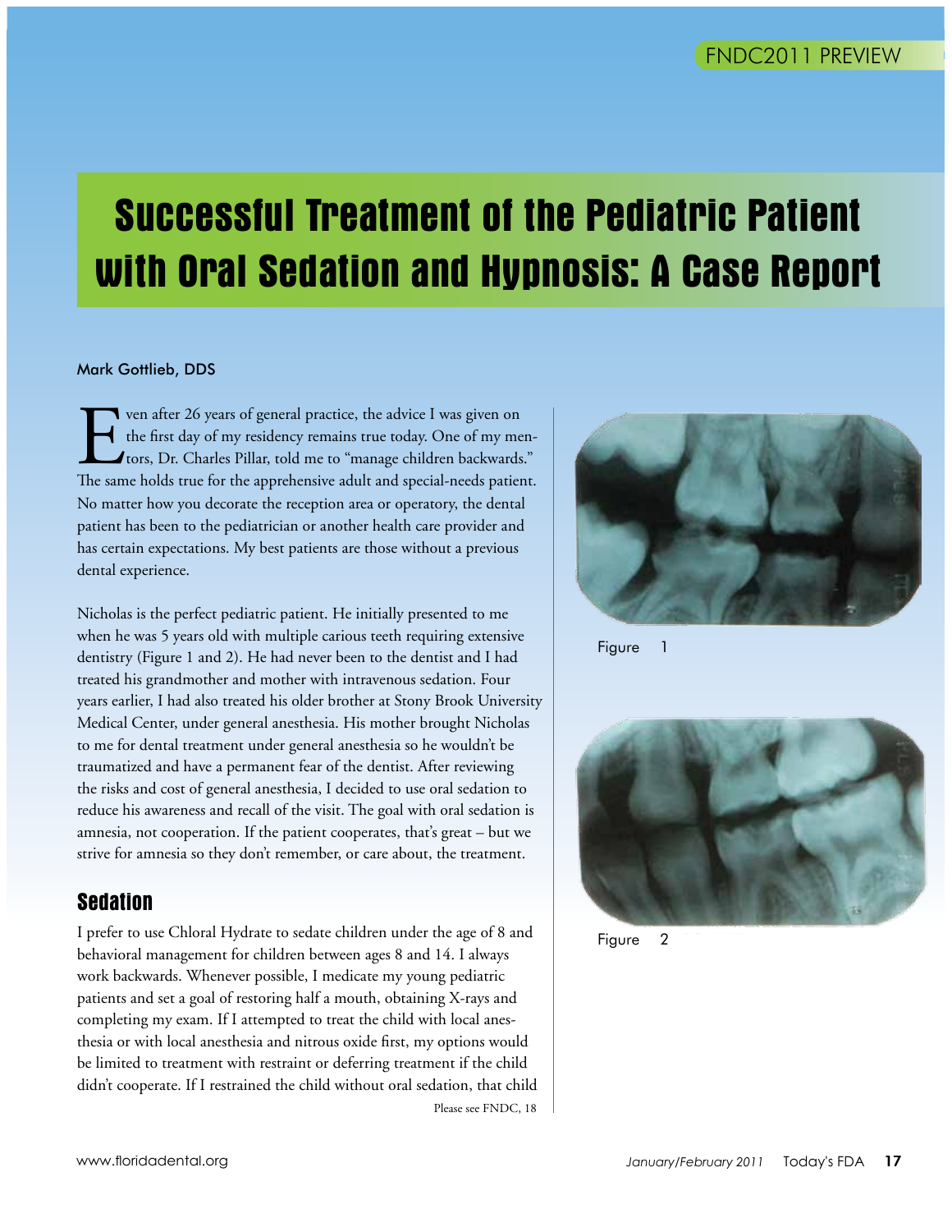# Successful Treatment of the Pediatric Patient with Oral Sedation and Hypnosis: A Case Report

Mark Gottlieb, DDS

Even after 26 years of general practice, the advice I was given on the first day of my residency remains true today. One of my mentors, Dr. Charles Pillar, told me to "manage children backwards." The same holds true for the apprehensive adult and special-needs patient. No matter how you decorate the reception area or operatory, the dental patient has been to the pediatrician or another health care provider and has certain expectations. My best patients are those without a previous dental experience.

Nicholas is the perfect pediatric patient. He initially presented to me when he was 5 years old with multiple carious teeth requiring extensive dentistry (Figure 1 and 2). He had never been to the dentist and I had treated his grandmother and mother with intravenous sedation. Four years earlier, I had also treated his older brother at Stony Brook University Medical Center, under general anesthesia. His mother brought Nicholas to me for dental treatment under general anesthesia so he wouldn't be traumatized and have a permanent fear of the dentist. After reviewing the risks and cost of general anesthesia, I decided to use oral sedation to reduce his awareness and recall of the visit. The goal with oral sedation is amnesia, not cooperation. If the patient cooperates, that's great – but we strive for amnesia so they don't remember, or care about, the treatment.

Figure 1

Figure 2

## Sedation

I prefer to use Chloral Hydrate to sedate children under the age of 8 and behavioral management for children between ages 8 and 14. I always work backwards. Whenever possible, I medicate my young pediatric patients and set a goal of restoring half a mouth, obtaining X-rays and completing my exam. If I attempted to treat the child with local anesthesia or with local anesthesia and nitrous oxide first, my options would be limited to treatment with restraint or deferring treatment if the child didn't cooperate. If I restrained the child without oral sedation, that child

Please see FNDC, 18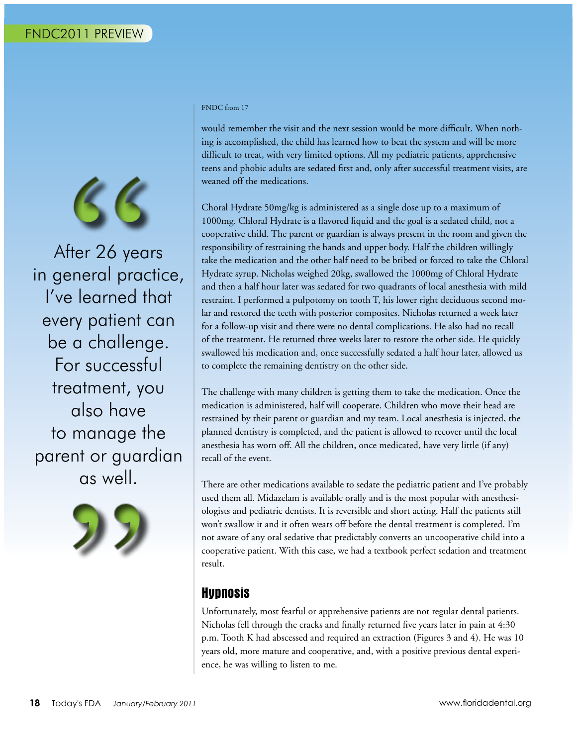FNDC from 17

would remember the visit and the next session would be more difficult. When nothing is accomplished, the child has learned how to beat the system and will be more difficult to treat, with very limited options. All my pediatric patients, apprehensive teens and phobic adults are sedated first and, only after successful treatment visits, are weaned off the medications.

> After 26 years in general practice, I've learned that every patient can be a challenge. For successful treatment, you also have to manage the parent or guardian as well.

Choral Hydrate 50mg/kg is administered as a single dose up to a maximum of 1000mg. Chloral Hydrate is a flavored liquid and the goal is a sedated child, not a cooperative child. The parent or guardian is always present in the room and given the responsibility of restraining the hands and upper body. Half the children willingly take the medication and the other half need to be bribed or forced to take the Chloral Hydrate syrup. Nicholas weighed 20kg, swallowed the 1000mg of Chloral Hydrate and then a half hour later was sedated for two quadrants of local anesthesia with mild restraint. I performed a pulpotomy on tooth T, his lower right deciduous second molar and restored the teeth with posterior composites. Nicholas returned a week later for a follow-up visit and there were no dental complications. He also had no recall of the treatment. He returned three weeks later to restore the other side. He quickly swallowed his medication and, once successfully sedated a half hour later, allowed us to complete the remaining dentistry on the other side.

The challenge with many children is getting them to take the medication. Once the medication is administered, half will cooperate. Children who move their head are restrained by their parent or guardian and my team. Local anesthesia is injected, the planned dentistry is completed, and the patient is allowed to recover until the local anesthesia has worn off. All the children, once medicated, have very little (if any) recall of the event.

There are other medications available to sedate the pediatric patient and I've probably used them all. Midazelam is available orally and is the most popular with anesthesiologists and pediatric dentists. It is reversible and short acting. Half the patients still won't swallow it and it often wears off before the dental treatment is completed. I'm not aware of any oral sedative that predictably converts an uncooperative child into a cooperative patient. With this case, we had a textbook perfect sedation and treatment result.

## Hypnosis

Unfortunately, most fearful or apprehensive patients are not regular dental patients. Nicholas fell through the cracks and finally returned five years later in pain at 4:30 p.m. Tooth K had abscessed and required an extraction (Figures 3 and 4). He was 10 years old, more mature and cooperative, and, with a positive previous dental experience, he was willing to listen to me.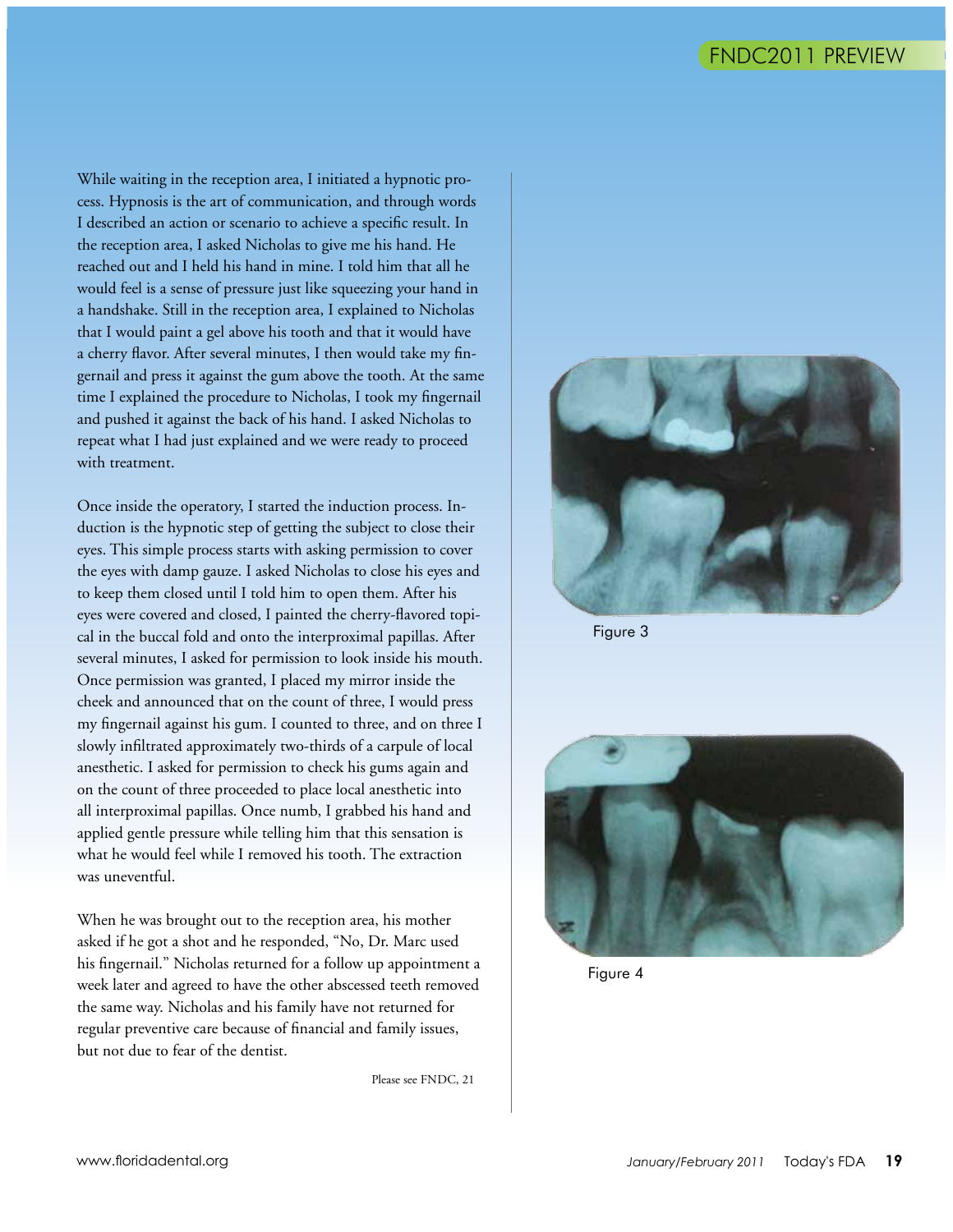While waiting in the reception area, I initiated a hypnotic process. Hypnosis is the art of communication, and through words I described an action or scenario to achieve a specific result. In the reception area, I asked Nicholas to give me his hand. He reached out and I held his hand in mine. I told him that all he would feel is a sense of pressure just like squeezing your hand in a handshake. Still in the reception area, I explained to Nicholas that I would paint a gel above his tooth and that it would have a cherry flavor. After several minutes, I then would take my fingernail and press it against the gum above the tooth. At the same time I explained the procedure to Nicholas, I took my fingernail and pushed it against the back of his hand. I asked Nicholas to repeat what I had just explained and we were ready to proceed with treatment.

Once inside the operatory, I started the induction process. Induction is the hypnotic step of getting the subject to close their eyes. This simple process starts with asking permission to cover the eyes with damp gauze. I asked Nicholas to close his eyes and to keep them closed until I told him to open them. After his eyes were covered and closed, I painted the cherry-flavored topical in the buccal fold and onto the interproximal papillas. After several minutes, I asked for permission to look inside his mouth. Once permission was granted, I placed my mirror inside the cheek and announced that on the count of three, I would press my fingernail against his gum. I counted to three, and on three I slowly infiltrated approximately two-thirds of a carpule of local anesthetic. I asked for permission to check his gums again and on the count of three proceeded to place local anesthetic into all interproximal papillas. Once numb, I grabbed his hand and applied gentle pressure while telling him that this sensation is what he would feel while I removed his tooth. The extraction was uneventful.

When he was brought out to the reception area, his mother asked if he got a shot and he responded, "No, Dr. Marc used his fingernail." Nicholas returned for a follow up appointment a week later and agreed to have the other abscessed teeth removed the same way. Nicholas and his family have not returned for regular preventive care because of financial and family issues, but not due to fear of the dentist.

Please see FNDC, 21

Figure 3

Figure 4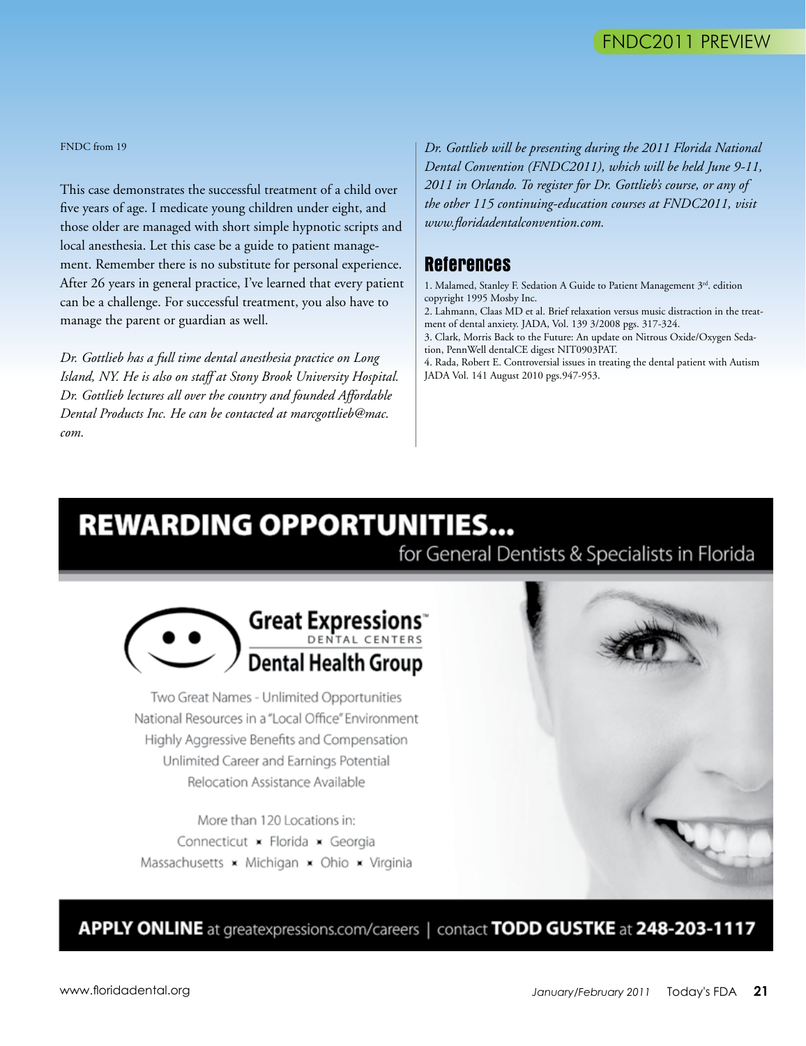FNDC from 19

This case demonstrates the successful treatment of a child over five years of age. I medicate young children under eight, and those older are managed with short simple hypnotic scripts and local anesthesia. Let this case be a guide to patient management. Remember there is no substitute for personal experience. After 26 years in general practice, I've learned that every patient can be a challenge. For successful treatment, you also have to manage the parent or guardian as well.

*Dr. Gottlieb has a full time dental anesthesia practice on Long Island, NY. He is also on staff at Stony Brook University Hospital. Dr. Gottlieb lectures all over the country and founded Affordable Dental Products Inc. He can be contacted at marcgottlieb@mac.com.*

*Dr. Gottlieb will be presenting during the 2011 Florida National Dental Convention (FNDC2011), which will be held June 9-11, 2011 in Orlando. To register for Dr. Gottlieb's course, or any of the other 115 continuing-education courses at FNDC2011, visit www.floridadentalconvention.com.*

## References

1. Malamed, Stanley F. Sedation A Guide to Patient Management 3rd. edition copyright 1995 Mosby Inc.
2. Lahmann, Claas MD et al. Brief relaxation versus music distraction in the treatment of dental anxiety. JADA, Vol. 139 3/2008 pgs. 317-324.
3. Clark, Morris Back to the Future: An update on Nitrous Oxide/Oxygen Sedation, PennWell dentalCE digest NIT0903PAT.
4. Rada, Robert E. Controversial issues in treating the dental patient with Autism JADA Vol. 141 August 2010 pgs.947-953.

# REWARDING OPPORTUNITIES...

for General Dentists & Specialists in Florida

**Great Expressions™ DENTAL CENTERS**

**Dental Health Group**

Two Great Names - Unlimited Opportunities
National Resources in a "Local Office" Environment
Highly Aggressive Benefits and Compensation
Unlimited Career and Earnings Potential
Relocation Assistance Available

More than 120 Locations in:
Connecticut ✖ Florida ✖ Georgia
Massachusetts ✖ Michigan ✖ Ohio ✖ Virginia

**APPLY ONLINE** at greatexpressions.com/careers | contact **TODD GUSTKE** at **248-203-1117**